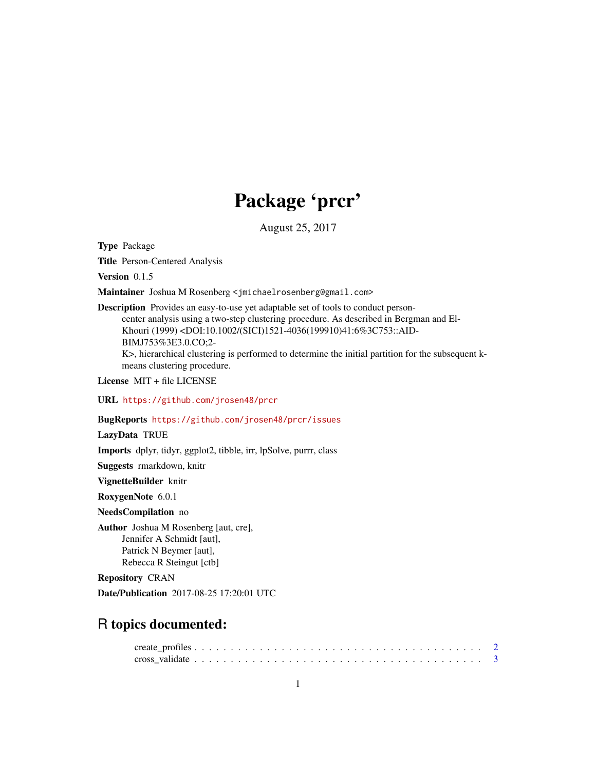# Package 'prcr'

August 25, 2017

**Type** Package

**Title** Person-Centered Analysis

**Version** 0.1.5

**Maintainer** Joshua M Rosenberg <jmichaelrosenberg@gmail.com>

**Description** Provides an easy-to-use yet adaptable set of tools to conduct person-center analysis using a two-step clustering procedure. As described in Bergman and El-Khouri (1999) <DOI:10.1002/(SICI)1521-4036(199910)41:6%3C753::AID-BIMJ753%3E3.0.CO;2-K>, hierarchical clustering is performed to determine the initial partition for the subsequent k-means clustering procedure.

**License** MIT + file LICENSE

**URL** https://github.com/jrosen48/prcr

**BugReports** https://github.com/jrosen48/prcr/issues

**LazyData** TRUE

**Imports** dplyr, tidyr, ggplot2, tibble, irr, lpSolve, purrr, class

**Suggests** rmarkdown, knitr

**VignetteBuilder** knitr

**RoxygenNote** 6.0.1

**NeedsCompilation** no

**Author** Joshua M Rosenberg [aut, cre],
Jennifer A Schmidt [aut],
Patrick N Beymer [aut],
Rebecca R Steingut [ctb]

**Repository** CRAN

**Date/Publication** 2017-08-25 17:20:01 UTC

## R topics documented:

create_profiles . . . . . . . . . . . . . . . . . . . . . . . . . . . . . . . . . . . . . . . . 2
cross_validate . . . . . . . . . . . . . . . . . . . . . . . . . . . . . . . . . . . . . . . . 3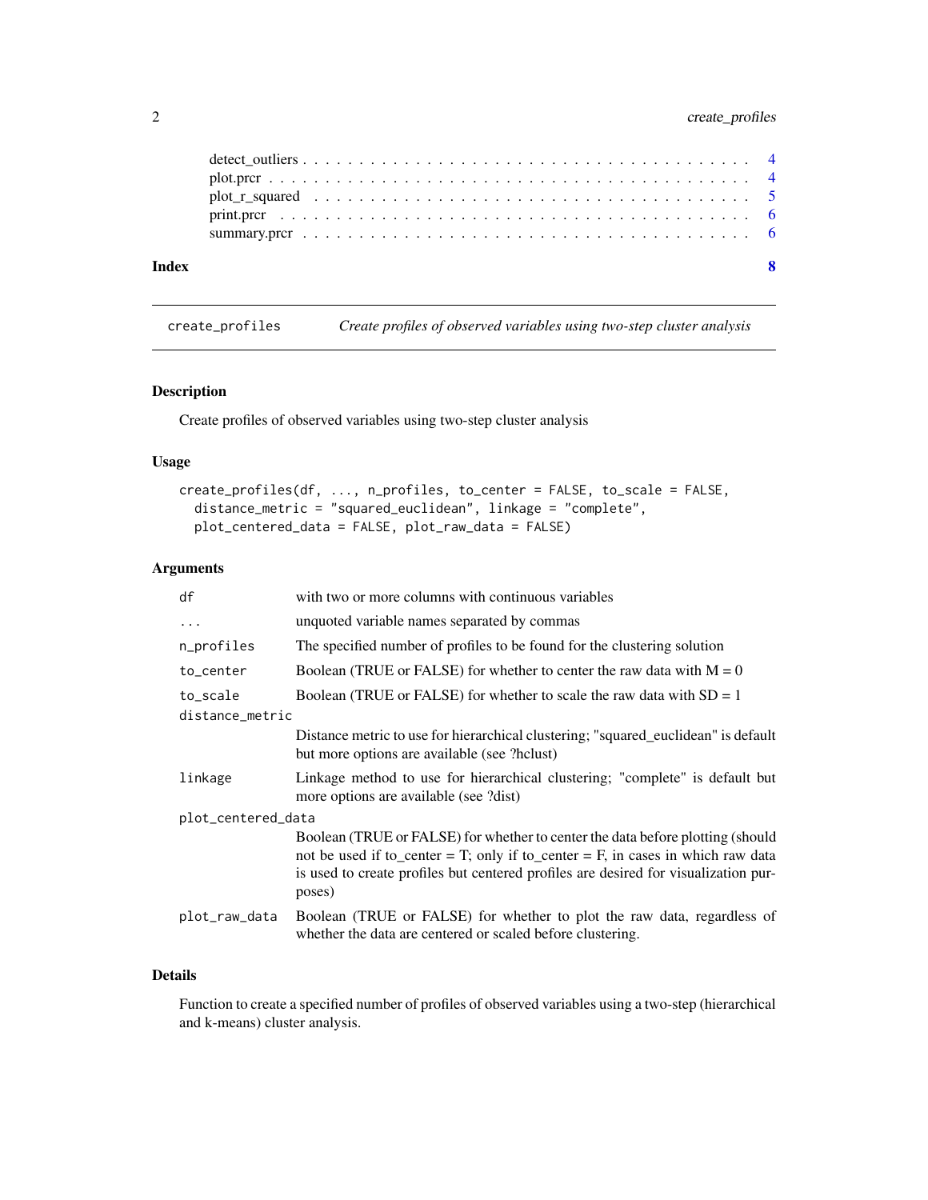detect_outliers . . . . . . . . . . . . . . . . . . . . . . . . . . . . . . . . . . . . . 4
plot.prcr . . . . . . . . . . . . . . . . . . . . . . . . . . . . . . . . . . . . . . . . 4
plot_r_squared . . . . . . . . . . . . . . . . . . . . . . . . . . . . . . . . . . . . . 5
print.prcr . . . . . . . . . . . . . . . . . . . . . . . . . . . . . . . . . . . . . . . 6
summary.prcr . . . . . . . . . . . . . . . . . . . . . . . . . . . . . . . . . . . . . 6

**Index** **8**

---

`create_profiles` *Create profiles of observed variables using two-step cluster analysis*

---

## Description

Create profiles of observed variables using two-step cluster analysis

## Usage

```
create_profiles(df, ..., n_profiles, to_center = FALSE, to_scale = FALSE,
  distance_metric = "squared_euclidean", linkage = "complete",
  plot_centered_data = FALSE, plot_raw_data = FALSE)
```

## Arguments

| | |
|---|---|
| `df` | with two or more columns with continuous variables |
| `...` | unquoted variable names separated by commas |
| `n_profiles` | The specified number of profiles to be found for the clustering solution |
| `to_center` | Boolean (TRUE or FALSE) for whether to center the raw data with M = 0 |
| `to_scale` | Boolean (TRUE or FALSE) for whether to scale the raw data with SD = 1 |
| `distance_metric` | Distance metric to use for hierarchical clustering; "squared_euclidean" is default but more options are available (see ?hclust) |
| `linkage` | Linkage method to use for hierarchical clustering; "complete" is default but more options are available (see ?dist) |
| `plot_centered_data` | Boolean (TRUE or FALSE) for whether to center the data before plotting (should not be used if to_center = T; only if to_center = F, in cases in which raw data is used to create profiles but centered profiles are desired for visualization purposes) |
| `plot_raw_data` | Boolean (TRUE or FALSE) for whether to plot the raw data, regardless of whether the data are centered or scaled before clustering. |

## Details

Function to create a specified number of profiles of observed variables using a two-step (hierarchical and k-means) cluster analysis.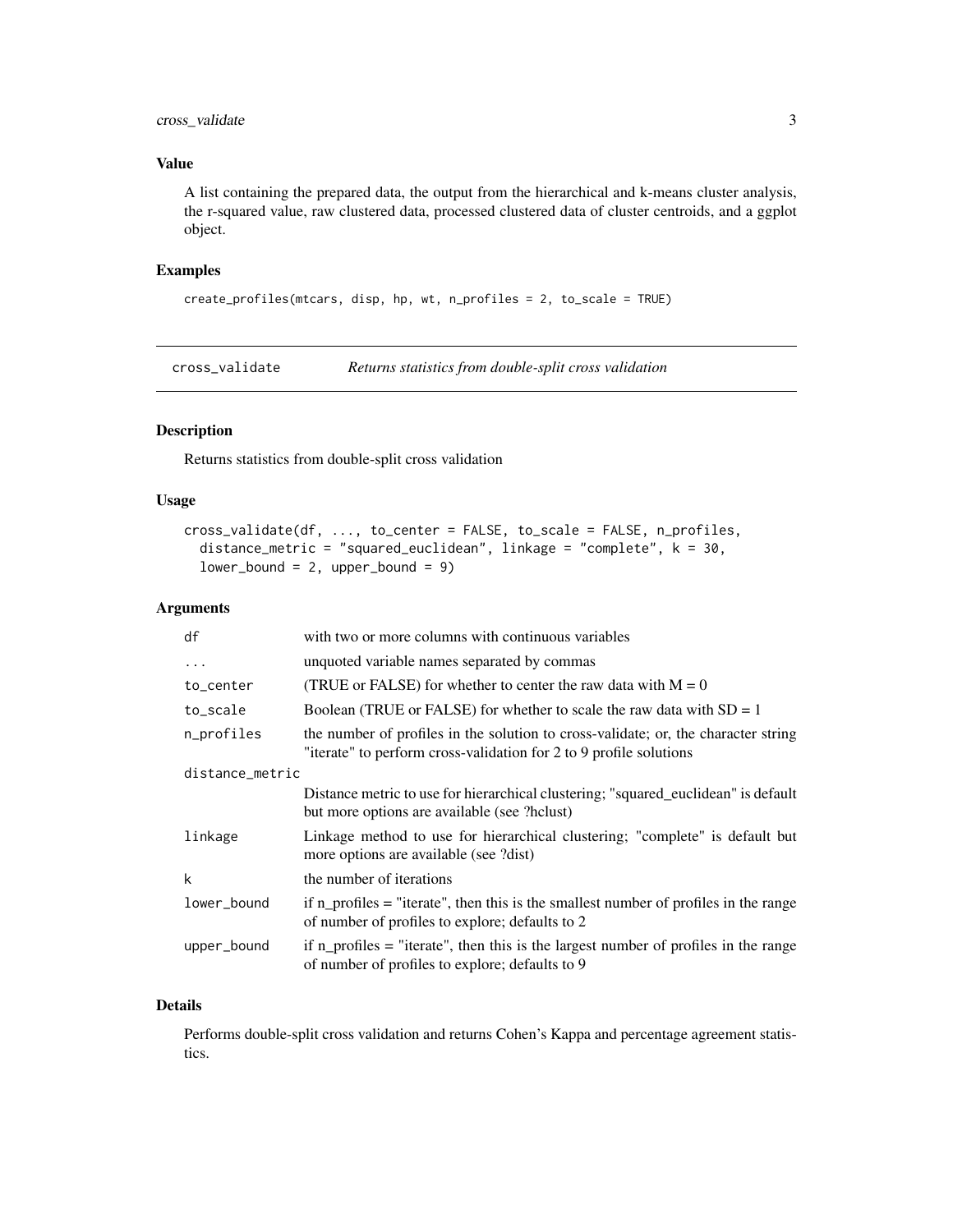### Value

A list containing the prepared data, the output from the hierarchical and k-means cluster analysis, the r-squared value, raw clustered data, processed clustered data of cluster centroids, and a ggplot object.

### Examples

```
create_profiles(mtcars, disp, hp, wt, n_profiles = 2, to_scale = TRUE)
```

---

## cross_validate — *Returns statistics from double-split cross validation*

---

### Description

Returns statistics from double-split cross validation

### Usage

```
cross_validate(df, ..., to_center = FALSE, to_scale = FALSE, n_profiles,
  distance_metric = "squared_euclidean", linkage = "complete", k = 30,
  lower_bound = 2, upper_bound = 9)
```

### Arguments

| | |
|---|---|
| df | with two or more columns with continuous variables |
| ... | unquoted variable names separated by commas |
| to_center | (TRUE or FALSE) for whether to center the raw data with M = 0 |
| to_scale | Boolean (TRUE or FALSE) for whether to scale the raw data with SD = 1 |
| n_profiles | the number of profiles in the solution to cross-validate; or, the character string "iterate" to perform cross-validation for 2 to 9 profile solutions |
| distance_metric | Distance metric to use for hierarchical clustering; "squared_euclidean" is default but more options are available (see ?hclust) |
| linkage | Linkage method to use for hierarchical clustering; "complete" is default but more options are available (see ?dist) |
| k | the number of iterations |
| lower_bound | if n_profiles = "iterate", then this is the smallest number of profiles in the range of number of profiles to explore; defaults to 2 |
| upper_bound | if n_profiles = "iterate", then this is the largest number of profiles in the range of number of profiles to explore; defaults to 9 |

### Details

Performs double-split cross validation and returns Cohen's Kappa and percentage agreement statistics.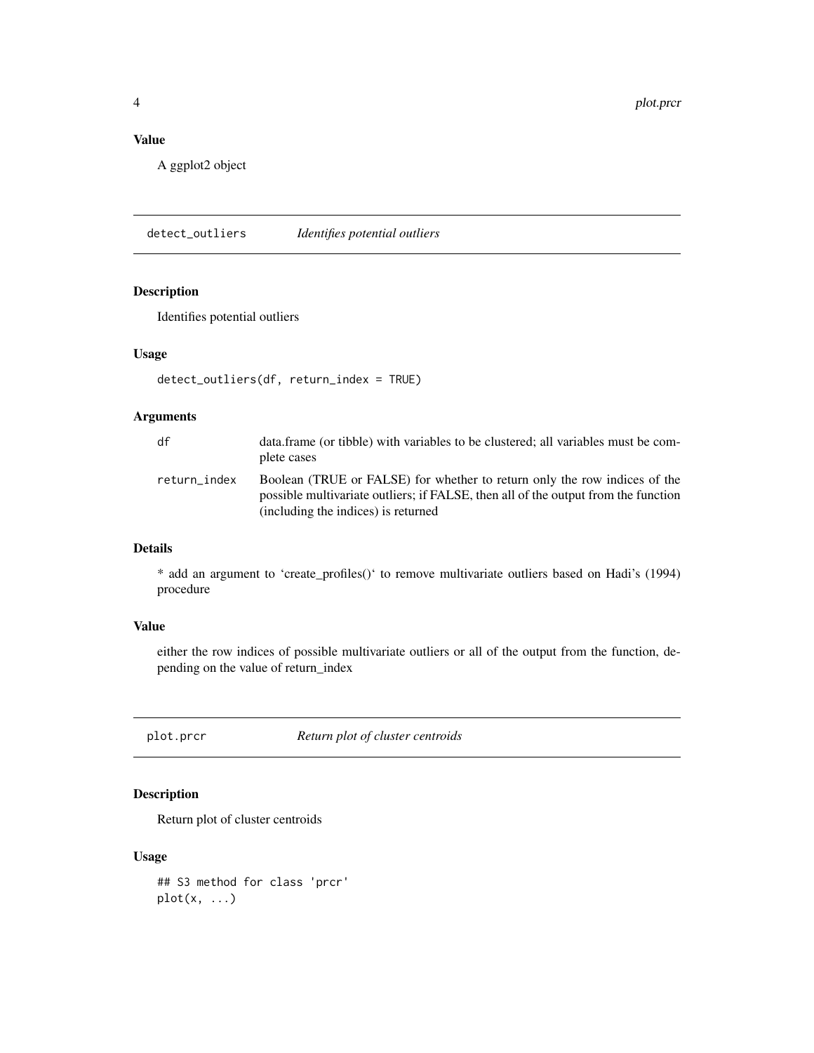### Value

A ggplot2 object

## detect_outliers *Identifies potential outliers*

### Description

Identifies potential outliers

### Usage

```
detect_outliers(df, return_index = TRUE)
```

### Arguments

| | |
|---|---|
| df | data.frame (or tibble) with variables to be clustered; all variables must be complete cases |
| return_index | Boolean (TRUE or FALSE) for whether to return only the row indices of the possible multivariate outliers; if FALSE, then all of the output from the function (including the indices) is returned |

### Details

* add an argument to 'create_profiles()' to remove multivariate outliers based on Hadi's (1994) procedure

### Value

either the row indices of possible multivariate outliers or all of the output from the function, depending on the value of return_index

## plot.prcr *Return plot of cluster centroids*

### Description

Return plot of cluster centroids

### Usage

```
## S3 method for class 'prcr'
plot(x, ...)
```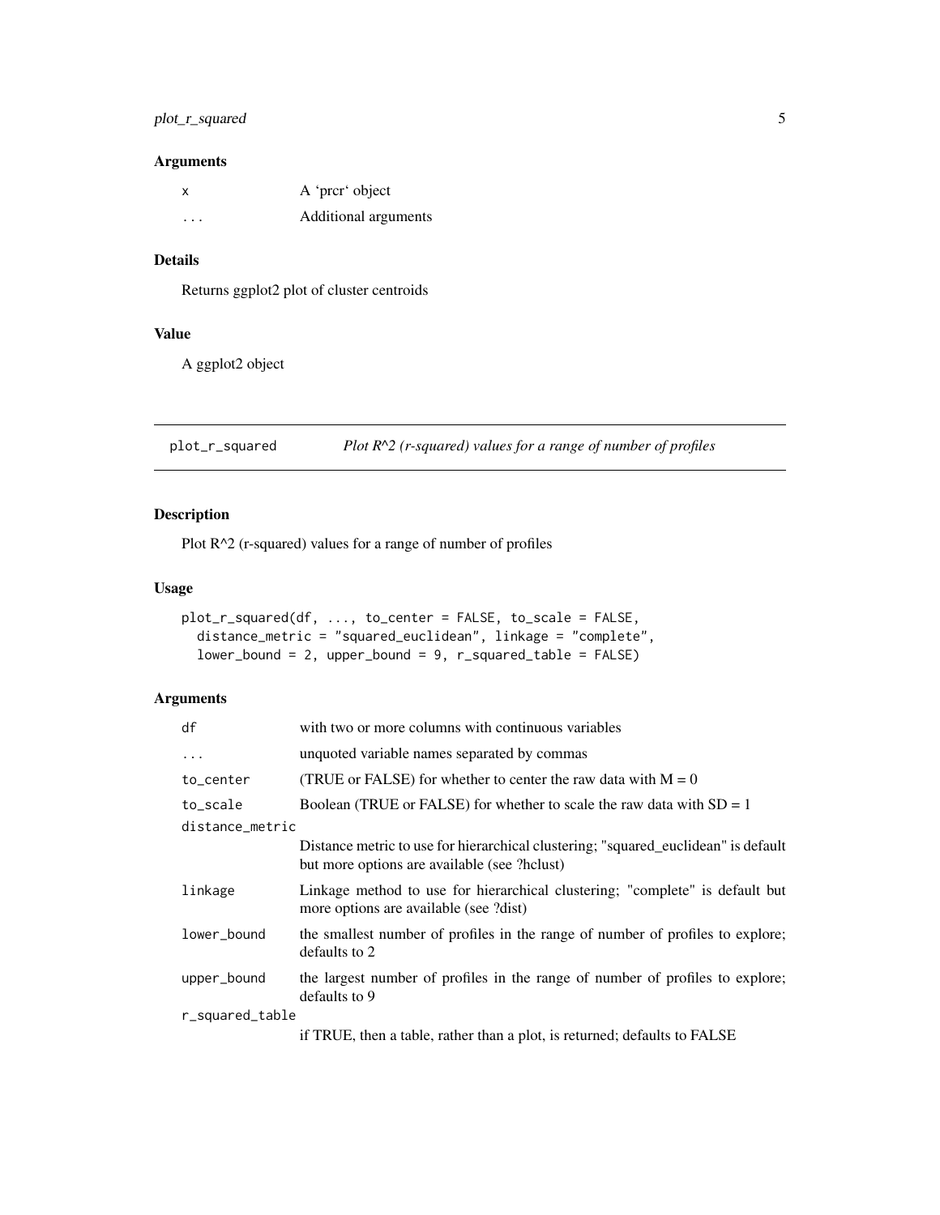## Arguments

| | |
|---|---|
| x | A 'prcr' object |
| ... | Additional arguments |

## Details

Returns ggplot2 plot of cluster centroids

## Value

A ggplot2 object

---

# plot_r_squared — *Plot R^2 (r-squared) values for a range of number of profiles*

## Description

Plot R^2 (r-squared) values for a range of number of profiles

## Usage

```
plot_r_squared(df, ..., to_center = FALSE, to_scale = FALSE,
  distance_metric = "squared_euclidean", linkage = "complete",
  lower_bound = 2, upper_bound = 9, r_squared_table = FALSE)
```

## Arguments

| | |
|---|---|
| df | with two or more columns with continuous variables |
| ... | unquoted variable names separated by commas |
| to_center | (TRUE or FALSE) for whether to center the raw data with M = 0 |
| to_scale | Boolean (TRUE or FALSE) for whether to scale the raw data with SD = 1 |
| distance_metric | Distance metric to use for hierarchical clustering; "squared_euclidean" is default but more options are available (see ?hclust) |
| linkage | Linkage method to use for hierarchical clustering; "complete" is default but more options are available (see ?dist) |
| lower_bound | the smallest number of profiles in the range of number of profiles to explore; defaults to 2 |
| upper_bound | the largest number of profiles in the range of number of profiles to explore; defaults to 9 |
| r_squared_table | if TRUE, then a table, rather than a plot, is returned; defaults to FALSE |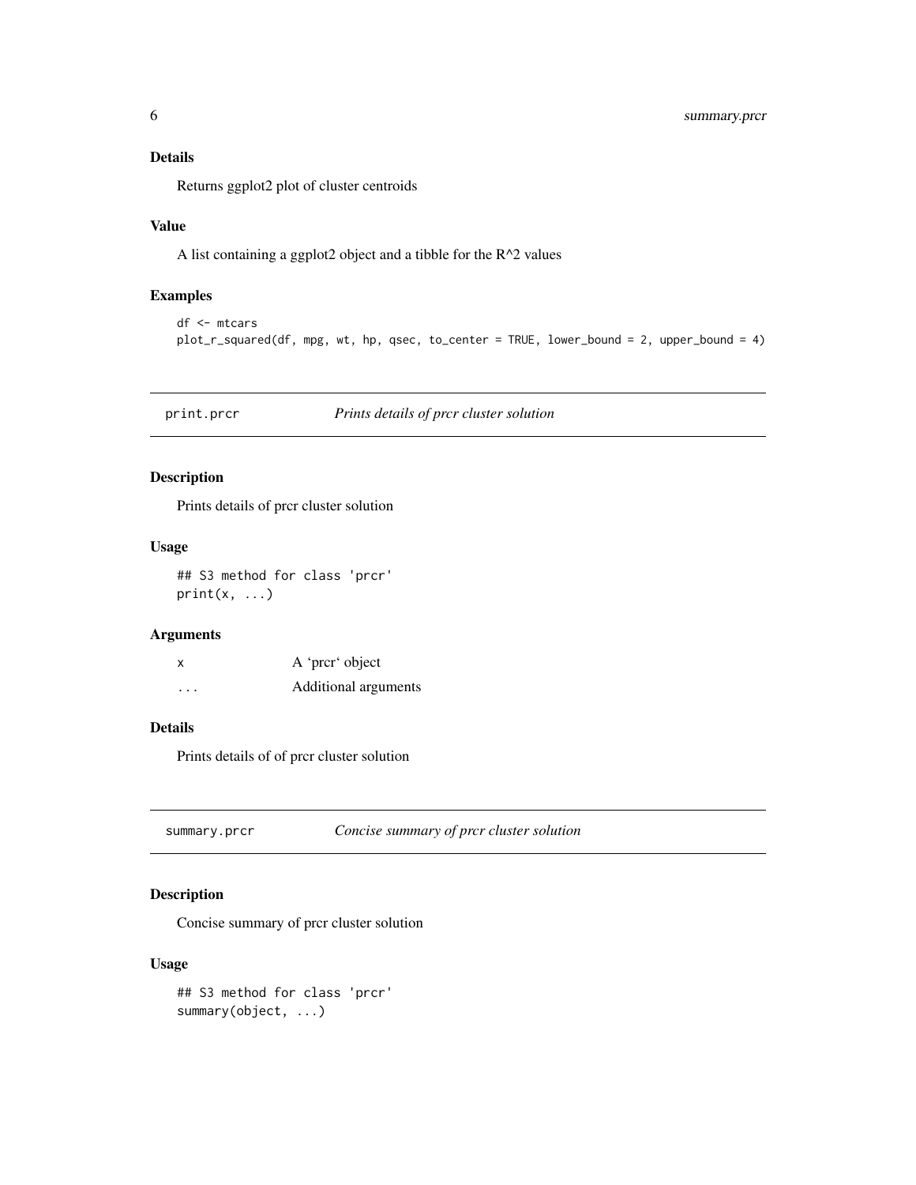### Details

Returns ggplot2 plot of cluster centroids

### Value

A list containing a ggplot2 object and a tibble for the $R^2$ values

### Examples

```
df <- mtcars
plot_r_squared(df, mpg, wt, hp, qsec, to_center = TRUE, lower_bound = 2, upper_bound = 4)
```

---

## print.prcr — *Prints details of prcr cluster solution*

### Description

Prints details of prcr cluster solution

### Usage

```
## S3 method for class 'prcr'
print(x, ...)
```

### Arguments

| | |
|---|---|
| x | A 'prcr' object |
| ... | Additional arguments |

### Details

Prints details of of prcr cluster solution

---

## summary.prcr — *Concise summary of prcr cluster solution*

### Description

Concise summary of prcr cluster solution

### Usage

```
## S3 method for class 'prcr'
summary(object, ...)
```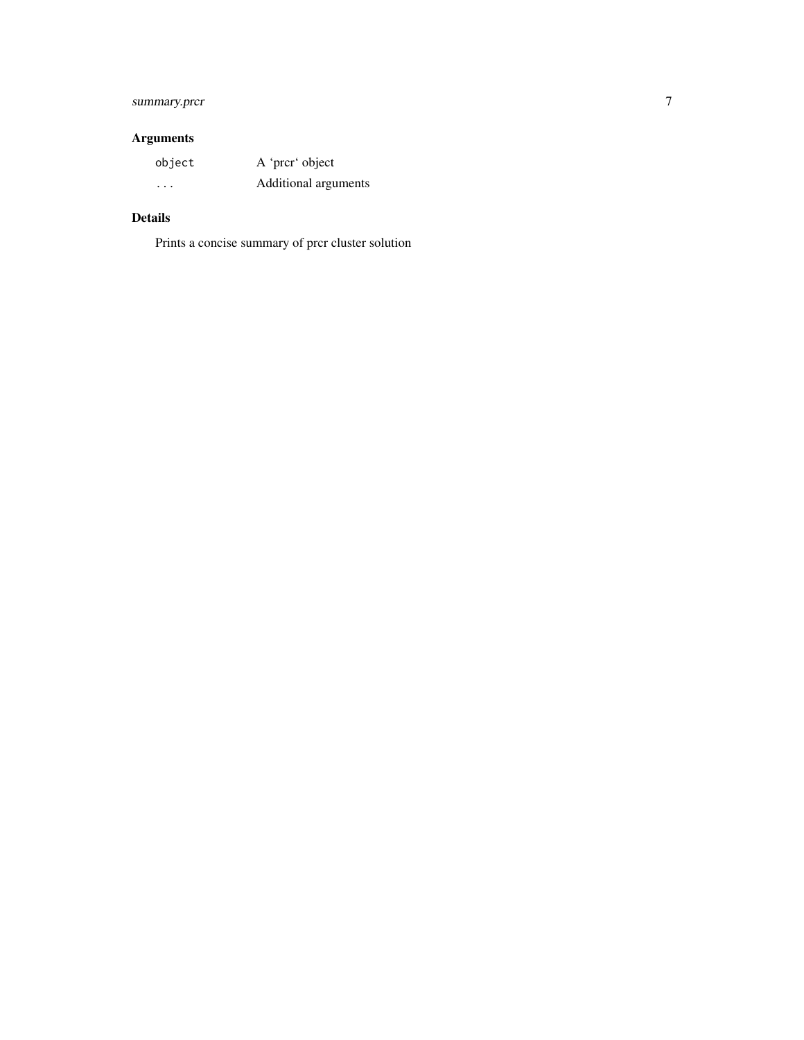## Arguments

| | |
|---|---|
| `object` | A ‘prcr‘ object |
| `...` | Additional arguments |

## Details

Prints a concise summary of prcr cluster solution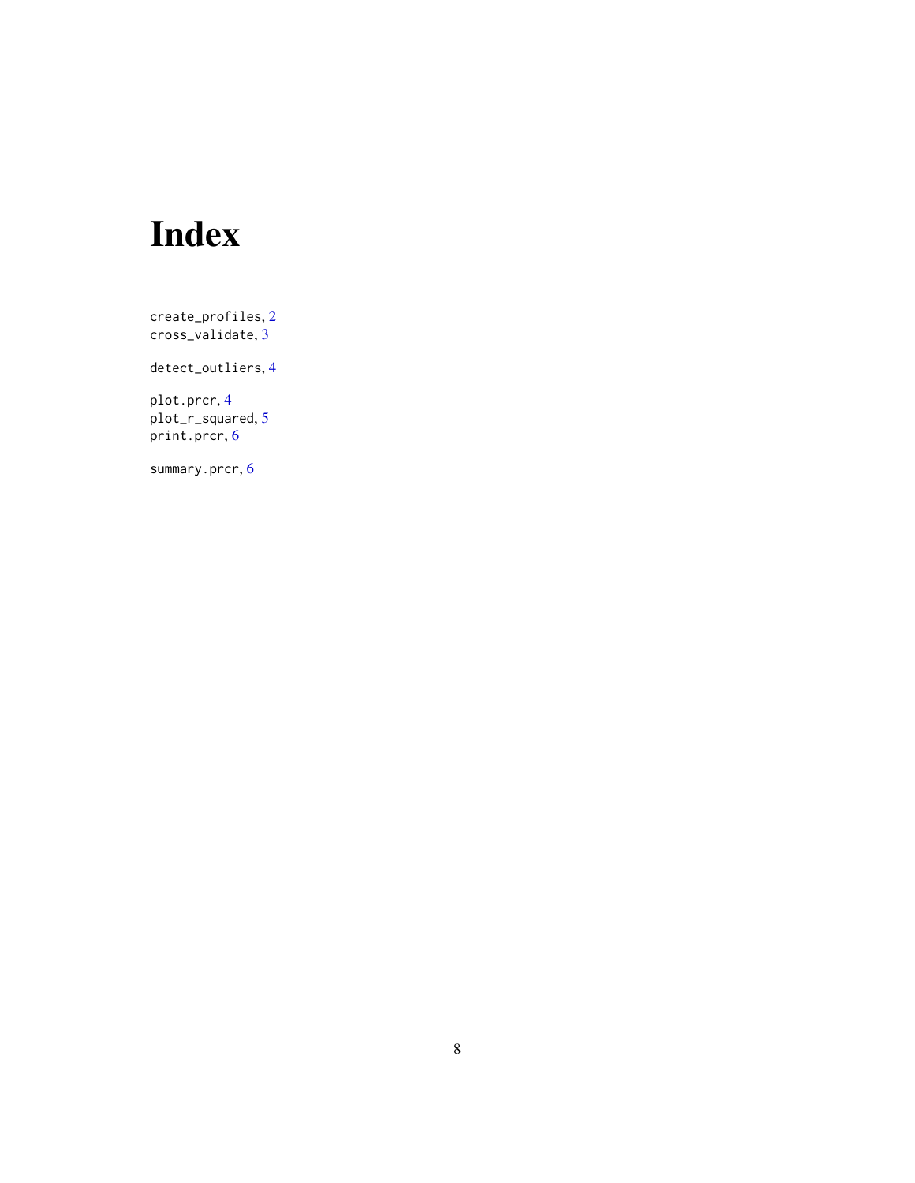# Index

create_profiles, 2
cross_validate, 3

detect_outliers, 4

plot.prcr, 4
plot_r_squared, 5
print.prcr, 6

summary.prcr, 6